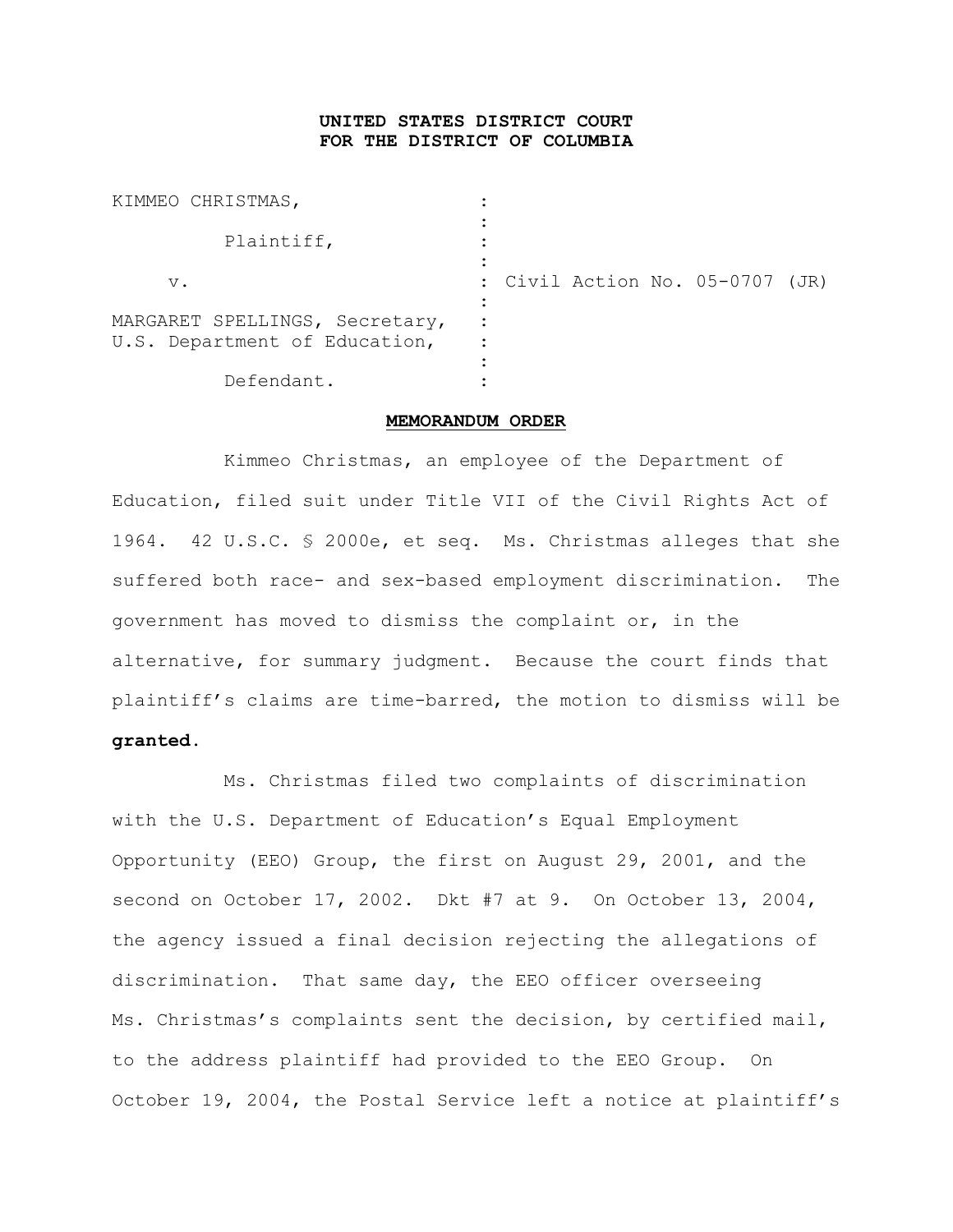**UNITED STATES DISTRICT COURT**
**FOR THE DISTRICT OF COLUMBIA**

| | | |
|---|---|---|
| KIMMEO CHRISTMAS, | : | |
| Plaintiff, | : | |
| v. | : | Civil Action No. 05-0707 (JR) |
| MARGARET SPELLINGS, Secretary, U.S. Department of Education, | : | |
| Defendant. | : | |

**MEMORANDUM ORDER**

Kimmeo Christmas, an employee of the Department of Education, filed suit under Title VII of the Civil Rights Act of 1964. 42 U.S.C. § 2000e, et seq. Ms. Christmas alleges that she suffered both race- and sex-based employment discrimination. The government has moved to dismiss the complaint or, in the alternative, for summary judgment. Because the court finds that plaintiff's claims are time-barred, the motion to dismiss will be **granted**.

Ms. Christmas filed two complaints of discrimination with the U.S. Department of Education's Equal Employment Opportunity (EEO) Group, the first on August 29, 2001, and the second on October 17, 2002. Dkt #7 at 9. On October 13, 2004, the agency issued a final decision rejecting the allegations of discrimination. That same day, the EEO officer overseeing Ms. Christmas's complaints sent the decision, by certified mail, to the address plaintiff had provided to the EEO Group. On October 19, 2004, the Postal Service left a notice at plaintiff's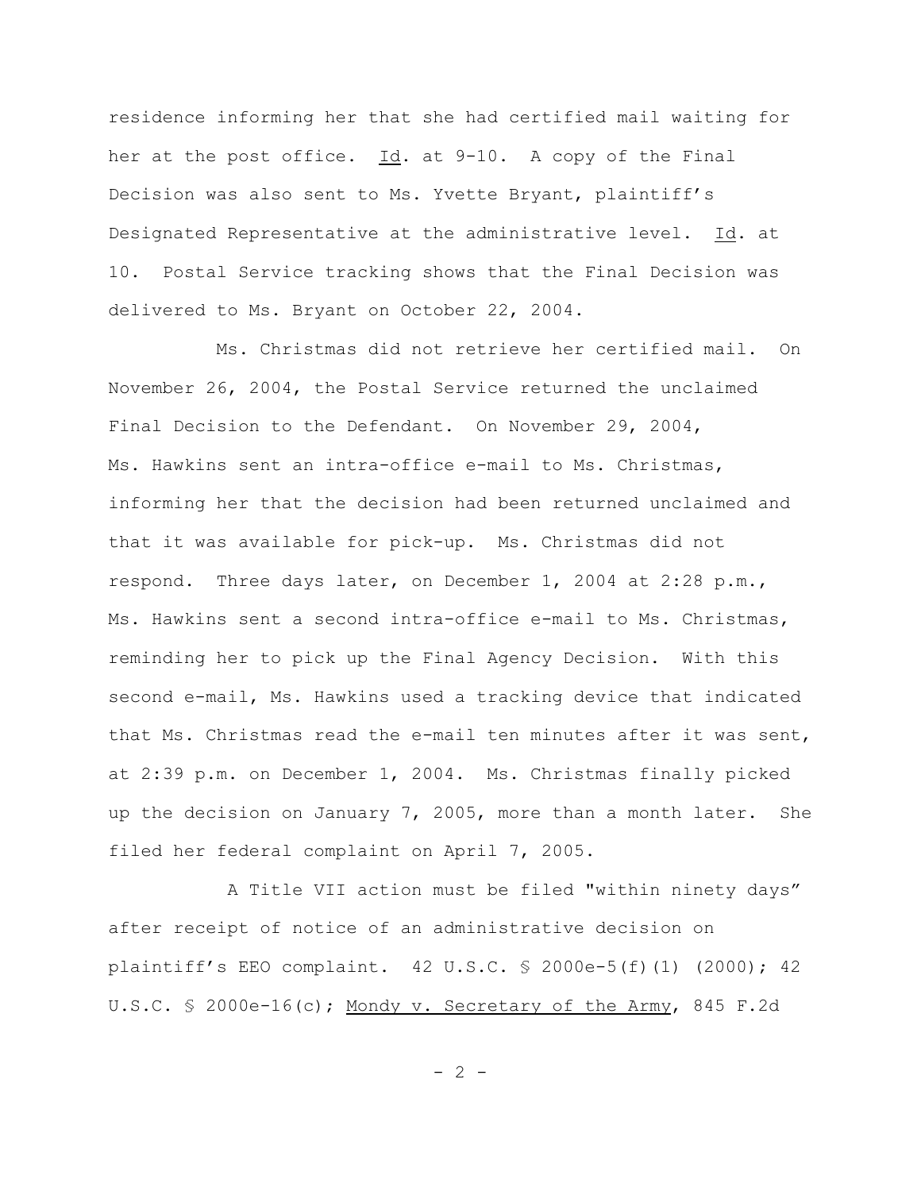residence informing her that she had certified mail waiting for her at the post office. Id. at 9-10. A copy of the Final Decision was also sent to Ms. Yvette Bryant, plaintiff's Designated Representative at the administrative level. Id. at 10. Postal Service tracking shows that the Final Decision was delivered to Ms. Bryant on October 22, 2004.

Ms. Christmas did not retrieve her certified mail. On November 26, 2004, the Postal Service returned the unclaimed Final Decision to the Defendant. On November 29, 2004, Ms. Hawkins sent an intra-office e-mail to Ms. Christmas, informing her that the decision had been returned unclaimed and that it was available for pick-up. Ms. Christmas did not respond. Three days later, on December 1, 2004 at 2:28 p.m., Ms. Hawkins sent a second intra-office e-mail to Ms. Christmas, reminding her to pick up the Final Agency Decision. With this second e-mail, Ms. Hawkins used a tracking device that indicated that Ms. Christmas read the e-mail ten minutes after it was sent, at 2:39 p.m. on December 1, 2004. Ms. Christmas finally picked up the decision on January 7, 2005, more than a month later. She filed her federal complaint on April 7, 2005.

A Title VII action must be filed "within ninety days" after receipt of notice of an administrative decision on plaintiff's EEO complaint. 42 U.S.C. § 2000e-5(f)(1) (2000); 42 U.S.C. § 2000e-16(c); Mondy v. Secretary of the Army, 845 F.2d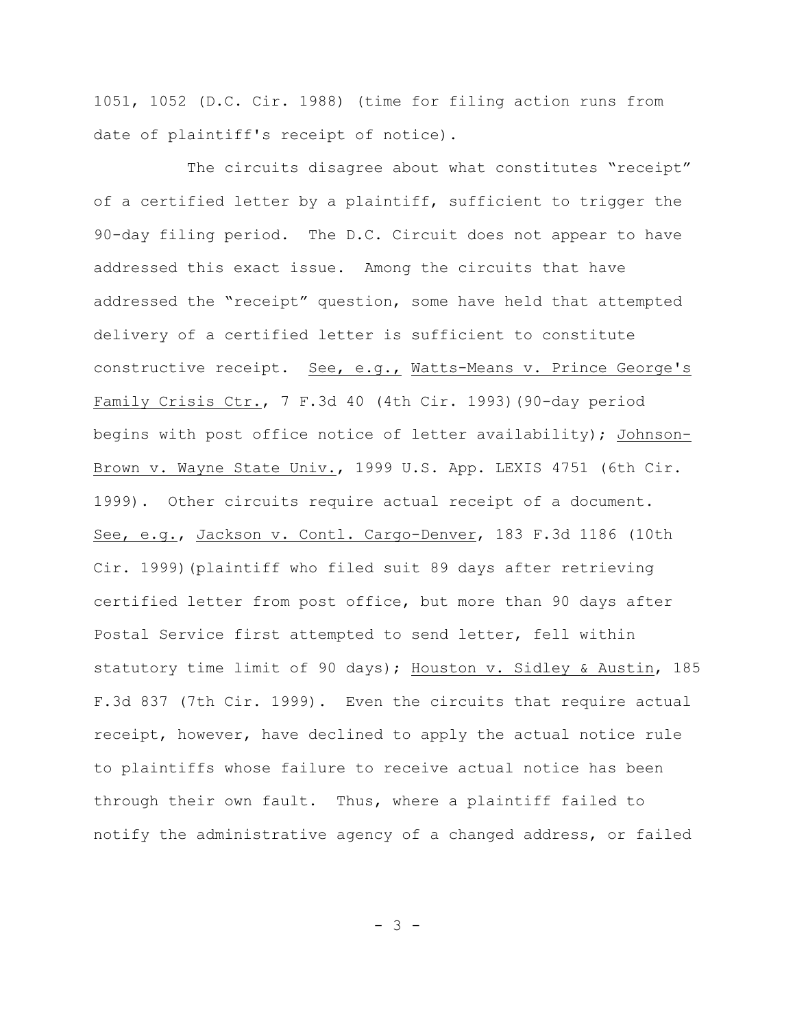1051, 1052 (D.C. Cir. 1988) (time for filing action runs from date of plaintiff's receipt of notice).

The circuits disagree about what constitutes "receipt" of a certified letter by a plaintiff, sufficient to trigger the 90-day filing period. The D.C. Circuit does not appear to have addressed this exact issue. Among the circuits that have addressed the "receipt" question, some have held that attempted delivery of a certified letter is sufficient to constitute constructive receipt. See, e.g., Watts-Means v. Prince George's Family Crisis Ctr., 7 F.3d 40 (4th Cir. 1993)(90-day period begins with post office notice of letter availability); Johnson-Brown v. Wayne State Univ., 1999 U.S. App. LEXIS 4751 (6th Cir. 1999). Other circuits require actual receipt of a document. See, e.g., Jackson v. Contl. Cargo-Denver, 183 F.3d 1186 (10th Cir. 1999)(plaintiff who filed suit 89 days after retrieving certified letter from post office, but more than 90 days after Postal Service first attempted to send letter, fell within statutory time limit of 90 days); Houston v. Sidley & Austin, 185 F.3d 837 (7th Cir. 1999). Even the circuits that require actual receipt, however, have declined to apply the actual notice rule to plaintiffs whose failure to receive actual notice has been through their own fault. Thus, where a plaintiff failed to notify the administrative agency of a changed address, or failed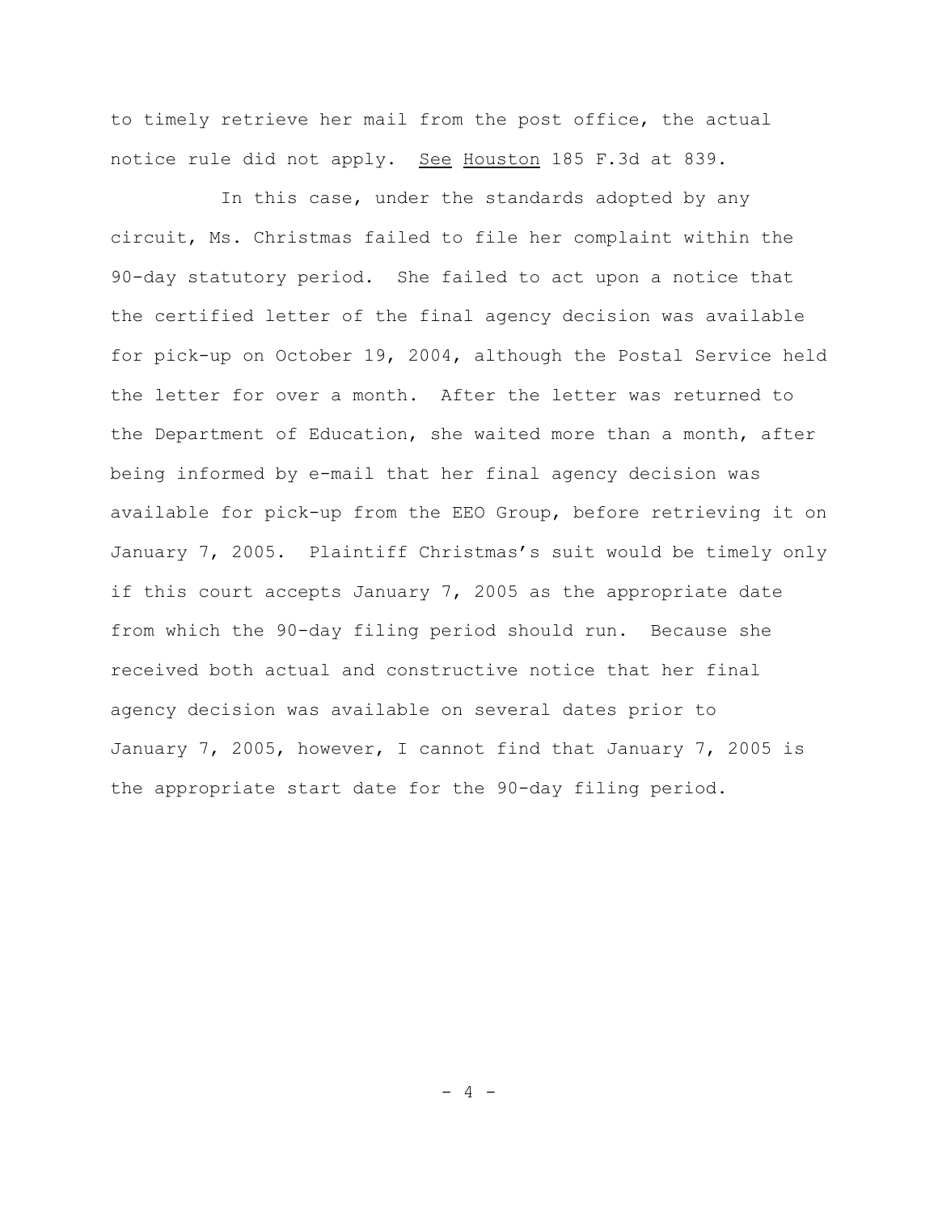to timely retrieve her mail from the post office, the actual notice rule did not apply. See Houston 185 F.3d at 839.

In this case, under the standards adopted by any circuit, Ms. Christmas failed to file her complaint within the 90-day statutory period. She failed to act upon a notice that the certified letter of the final agency decision was available for pick-up on October 19, 2004, although the Postal Service held the letter for over a month. After the letter was returned to the Department of Education, she waited more than a month, after being informed by e-mail that her final agency decision was available for pick-up from the EEO Group, before retrieving it on January 7, 2005. Plaintiff Christmas's suit would be timely only if this court accepts January 7, 2005 as the appropriate date from which the 90-day filing period should run. Because she received both actual and constructive notice that her final agency decision was available on several dates prior to January 7, 2005, however, I cannot find that January 7, 2005 is the appropriate start date for the 90-day filing period.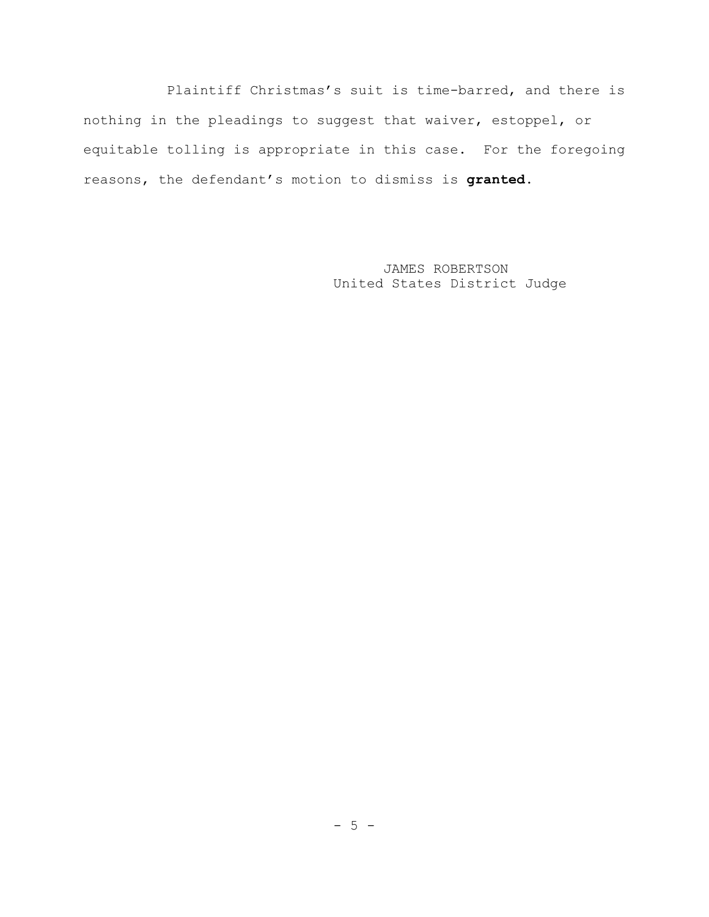Plaintiff Christmas's suit is time-barred, and there is nothing in the pleadings to suggest that waiver, estoppel, or equitable tolling is appropriate in this case. For the foregoing reasons, the defendant's motion to dismiss is **granted**.

JAMES ROBERTSON
United States District Judge